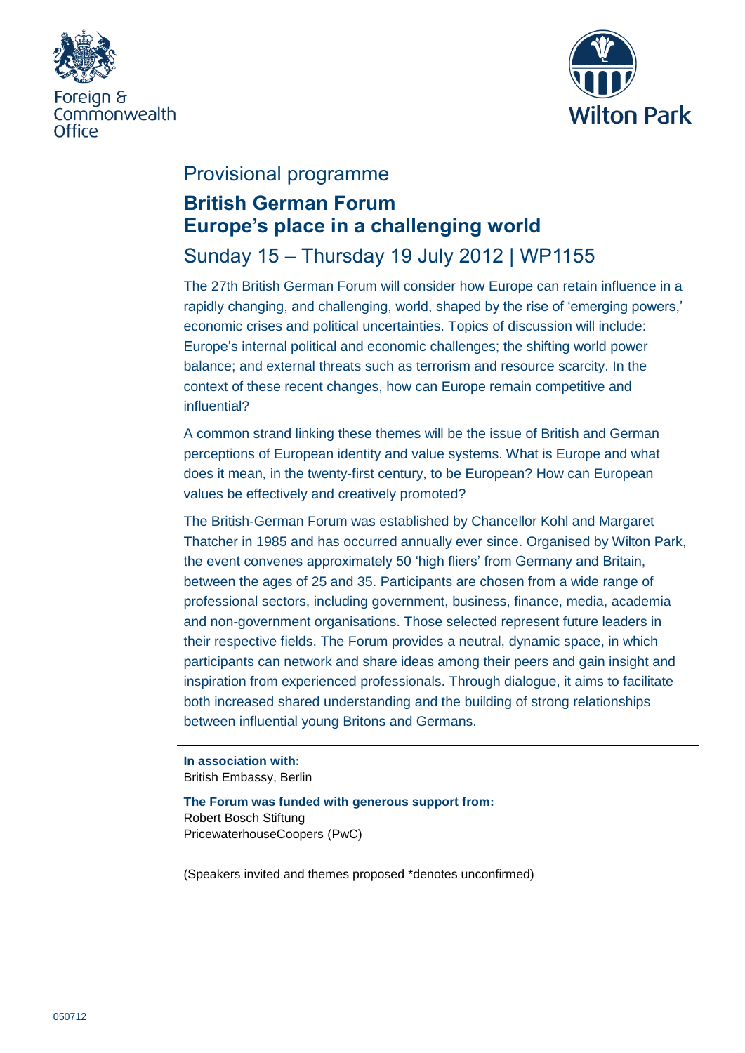Foreign & Commonwealth Office

Wilton Park

Provisional programme

# British German Forum
# Europe's place in a challenging world

## Sunday 15 – Thursday 19 July 2012 | WP1155

The 27th British German Forum will consider how Europe can retain influence in a rapidly changing, and challenging, world, shaped by the rise of 'emerging powers,' economic crises and political uncertainties. Topics of discussion will include: Europe's internal political and economic challenges; the shifting world power balance; and external threats such as terrorism and resource scarcity. In the context of these recent changes, how can Europe remain competitive and influential?

A common strand linking these themes will be the issue of British and German perceptions of European identity and value systems. What is Europe and what does it mean, in the twenty-first century, to be European? How can European values be effectively and creatively promoted?

The British-German Forum was established by Chancellor Kohl and Margaret Thatcher in 1985 and has occurred annually ever since. Organised by Wilton Park, the event convenes approximately 50 'high fliers' from Germany and Britain, between the ages of 25 and 35. Participants are chosen from a wide range of professional sectors, including government, business, finance, media, academia and non-government organisations. Those selected represent future leaders in their respective fields. The Forum provides a neutral, dynamic space, in which participants can network and share ideas among their peers and gain insight and inspiration from experienced professionals. Through dialogue, it aims to facilitate both increased shared understanding and the building of strong relationships between influential young Britons and Germans.

---

**In association with:**
British Embassy, Berlin

**The Forum was funded with generous support from:**
Robert Bosch Stiftung
PricewaterhouseCoopers (PwC)

(Speakers invited and themes proposed *denotes unconfirmed)

050712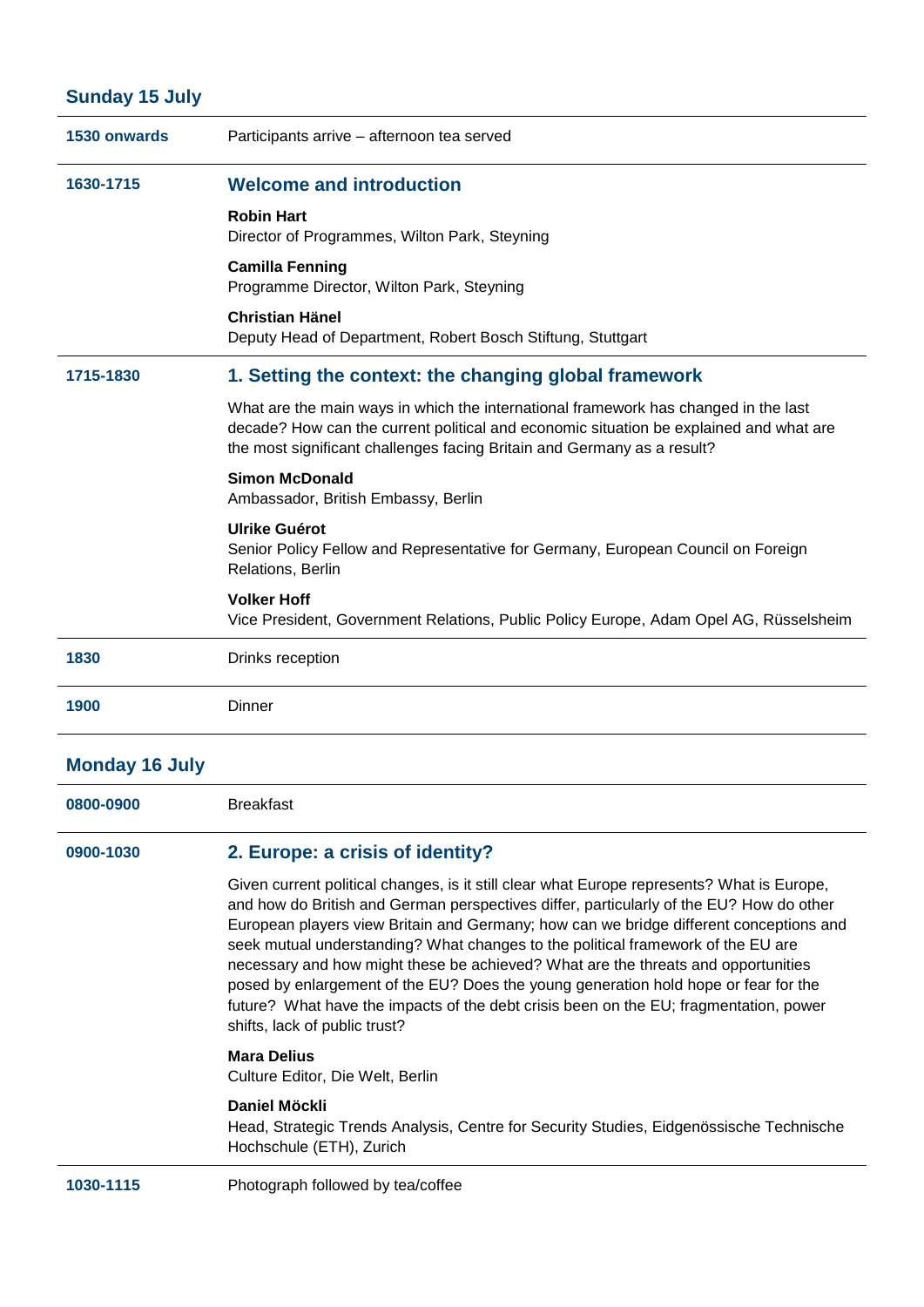## Sunday 15 July

**1530 onwards** Participants arrive – afternoon tea served

**1630-1715**

### Welcome and introduction

**Robin Hart**
Director of Programmes, Wilton Park, Steyning

**Camilla Fenning**
Programme Director, Wilton Park, Steyning

**Christian Hänel**
Deputy Head of Department, Robert Bosch Stiftung, Stuttgart

**1715-1830**

### 1. Setting the context: the changing global framework

What are the main ways in which the international framework has changed in the last decade? How can the current political and economic situation be explained and what are the most significant challenges facing Britain and Germany as a result?

**Simon McDonald**
Ambassador, British Embassy, Berlin

**Ulrike Guérot**
Senior Policy Fellow and Representative for Germany, European Council on Foreign Relations, Berlin

**Volker Hoff**
Vice President, Government Relations, Public Policy Europe, Adam Opel AG, Rüsselsheim

**1830** Drinks reception

**1900** Dinner

## Monday 16 July

**0800-0900** Breakfast

**0900-1030**

### 2. Europe: a crisis of identity?

Given current political changes, is it still clear what Europe represents? What is Europe, and how do British and German perspectives differ, particularly of the EU? How do other European players view Britain and Germany; how can we bridge different conceptions and seek mutual understanding? What changes to the political framework of the EU are necessary and how might these be achieved? What are the threats and opportunities posed by enlargement of the EU? Does the young generation hold hope or fear for the future? What have the impacts of the debt crisis been on the EU; fragmentation, power shifts, lack of public trust?

**Mara Delius**
Culture Editor, Die Welt, Berlin

**Daniel Möckli**
Head, Strategic Trends Analysis, Centre for Security Studies, Eidgenössische Technische Hochschule (ETH), Zurich

**1030-1115** Photograph followed by tea/coffee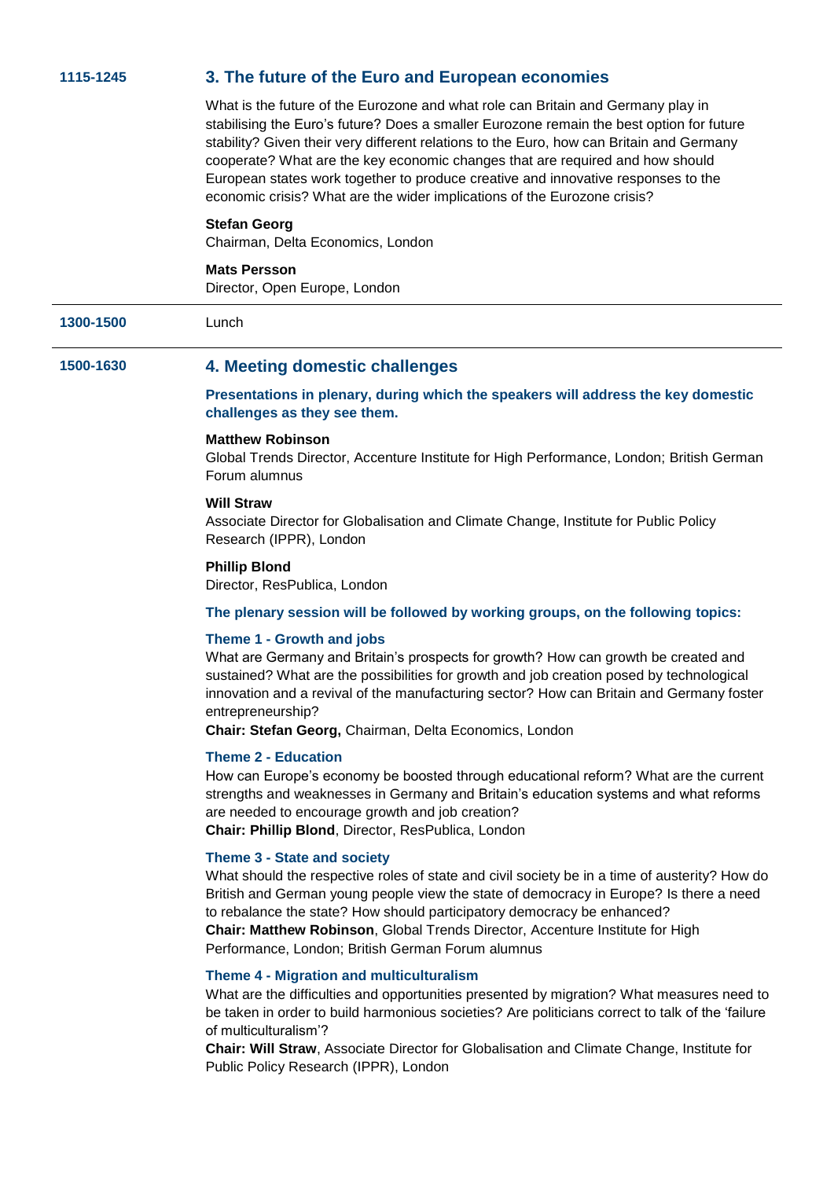**1115-1245**

## 3. The future of the Euro and European economies

What is the future of the Eurozone and what role can Britain and Germany play in stabilising the Euro's future? Does a smaller Eurozone remain the best option for future stability? Given their very different relations to the Euro, how can Britain and Germany cooperate? What are the key economic changes that are required and how should European states work together to produce creative and innovative responses to the economic crisis? What are the wider implications of the Eurozone crisis?

**Stefan Georg**
Chairman, Delta Economics, London

**Mats Persson**
Director, Open Europe, London

---

**1300-1500**

Lunch

---

**1500-1630**

## 4. Meeting domestic challenges

**Presentations in plenary, during which the speakers will address the key domestic challenges as they see them.**

**Matthew Robinson**
Global Trends Director, Accenture Institute for High Performance, London; British German Forum alumnus

**Will Straw**
Associate Director for Globalisation and Climate Change, Institute for Public Policy Research (IPPR), London

**Phillip Blond**
Director, ResPublica, London

**The plenary session will be followed by working groups, on the following topics:**

**Theme 1 - Growth and jobs**
What are Germany and Britain's prospects for growth? How can growth be created and sustained? What are the possibilities for growth and job creation posed by technological innovation and a revival of the manufacturing sector? How can Britain and Germany foster entrepreneurship?
**Chair: Stefan Georg,** Chairman, Delta Economics, London

**Theme 2 - Education**
How can Europe's economy be boosted through educational reform? What are the current strengths and weaknesses in Germany and Britain's education systems and what reforms are needed to encourage growth and job creation?
**Chair: Phillip Blond**, Director, ResPublica, London

**Theme 3 - State and society**
What should the respective roles of state and civil society be in a time of austerity? How do British and German young people view the state of democracy in Europe? Is there a need to rebalance the state? How should participatory democracy be enhanced?
**Chair: Matthew Robinson**, Global Trends Director, Accenture Institute for High Performance, London; British German Forum alumnus

**Theme 4 - Migration and multiculturalism**
What are the difficulties and opportunities presented by migration? What measures need to be taken in order to build harmonious societies? Are politicians correct to talk of the 'failure of multiculturalism'?
**Chair: Will Straw**, Associate Director for Globalisation and Climate Change, Institute for Public Policy Research (IPPR), London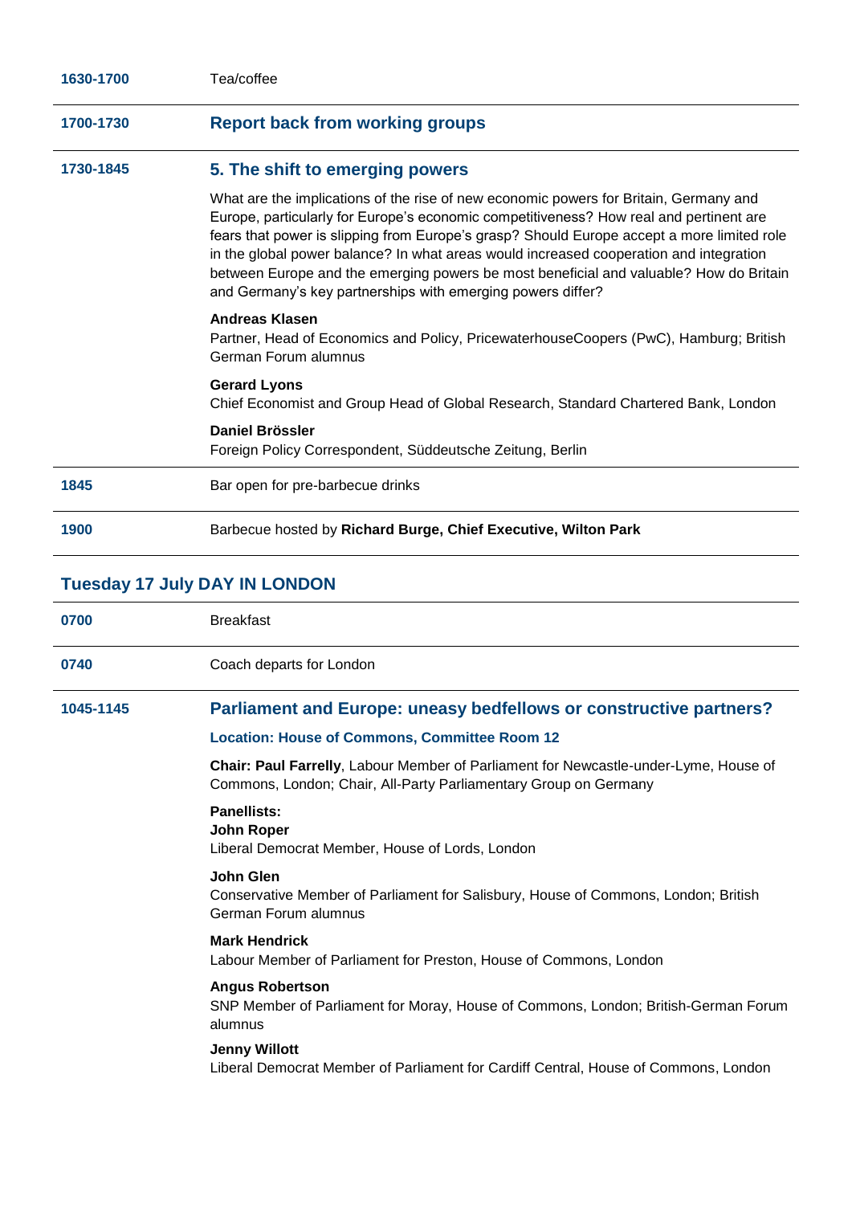**1630-1700** Tea/coffee

**1700-1730** **Report back from working groups**

**1730-1845** **5. The shift to emerging powers**

What are the implications of the rise of new economic powers for Britain, Germany and Europe, particularly for Europe's economic competitiveness? How real and pertinent are fears that power is slipping from Europe's grasp? Should Europe accept a more limited role in the global power balance? In what areas would increased cooperation and integration between Europe and the emerging powers be most beneficial and valuable? How do Britain and Germany's key partnerships with emerging powers differ?

**Andreas Klasen**
Partner, Head of Economics and Policy, PricewaterhouseCoopers (PwC), Hamburg; British German Forum alumnus

**Gerard Lyons**
Chief Economist and Group Head of Global Research, Standard Chartered Bank, London

**Daniel Brössler**
Foreign Policy Correspondent, Süddeutsche Zeitung, Berlin

**1845** Bar open for pre-barbecue drinks

**1900** Barbecue hosted by **Richard Burge, Chief Executive, Wilton Park**

## Tuesday 17 July DAY IN LONDON

**0700** Breakfast

**0740** Coach departs for London

**1045-1145** **Parliament and Europe: uneasy bedfellows or constructive partners?**

**Location: House of Commons, Committee Room 12**

**Chair: Paul Farrelly**, Labour Member of Parliament for Newcastle-under-Lyme, House of Commons, London; Chair, All-Party Parliamentary Group on Germany

**Panellists:**

**John Roper**
Liberal Democrat Member, House of Lords, London

**John Glen**
Conservative Member of Parliament for Salisbury, House of Commons, London; British German Forum alumnus

**Mark Hendrick**
Labour Member of Parliament for Preston, House of Commons, London

**Angus Robertson**
SNP Member of Parliament for Moray, House of Commons, London; British-German Forum alumnus

**Jenny Willott**
Liberal Democrat Member of Parliament for Cardiff Central, House of Commons, London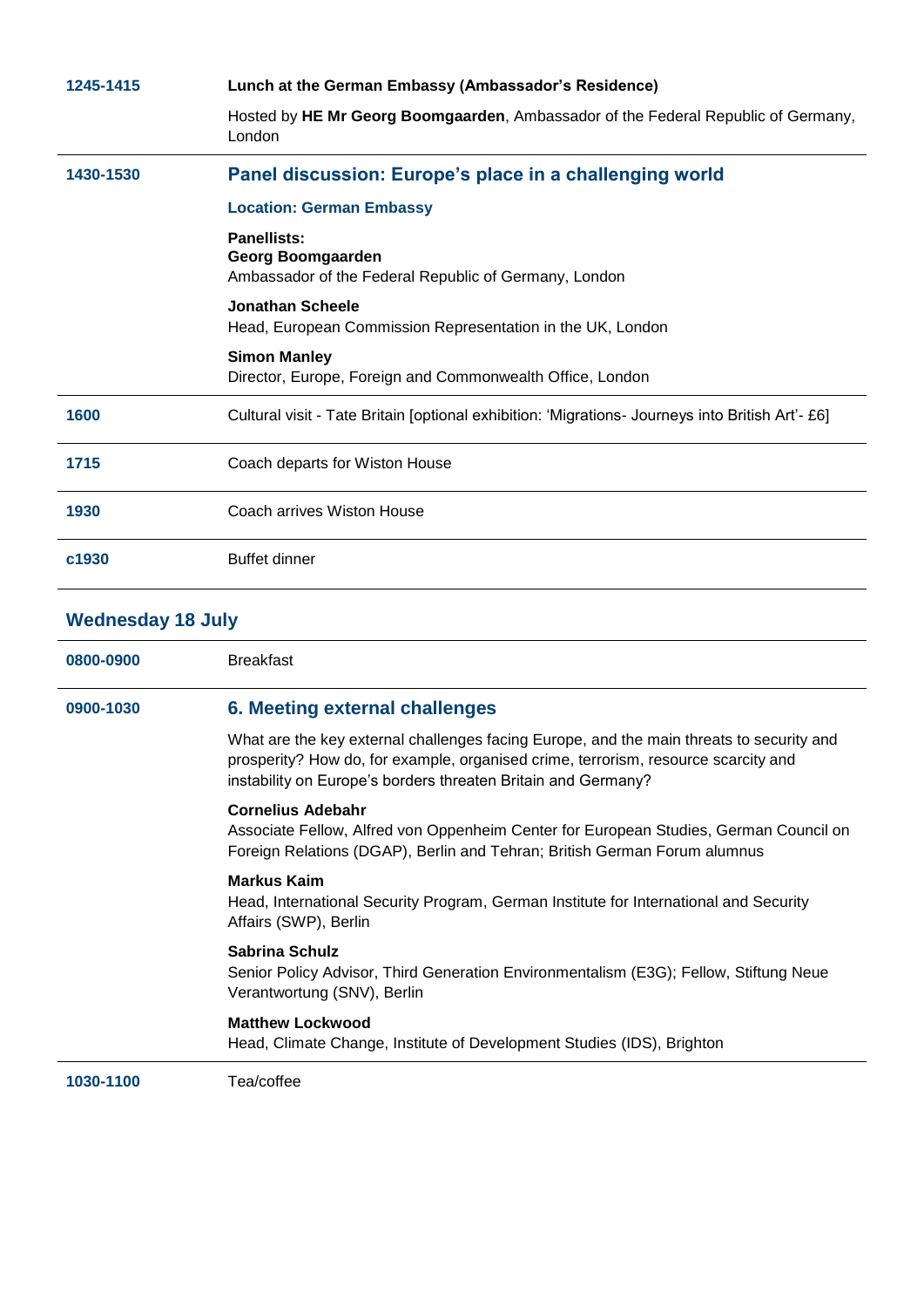**1245-1415** **Lunch at the German Embassy (Ambassador's Residence)**

Hosted by **HE Mr Georg Boomgaarden**, Ambassador of the Federal Republic of Germany, London

---

**1430-1530** **Panel discussion: Europe's place in a challenging world**

**Location: German Embassy**

**Panellists:**
**Georg Boomgaarden**
Ambassador of the Federal Republic of Germany, London

**Jonathan Scheele**
Head, European Commission Representation in the UK, London

**Simon Manley**
Director, Europe, Foreign and Commonwealth Office, London

---

**1600** Cultural visit - Tate Britain [optional exhibition: 'Migrations- Journeys into British Art'- £6]

---

**1715** Coach departs for Wiston House

---

**1930** Coach arrives Wiston House

---

**c1930** Buffet dinner

---

## Wednesday 18 July

**0800-0900** Breakfast

---

**0900-1030** **6. Meeting external challenges**

What are the key external challenges facing Europe, and the main threats to security and prosperity? How do, for example, organised crime, terrorism, resource scarcity and instability on Europe's borders threaten Britain and Germany?

**Cornelius Adebahr**
Associate Fellow, Alfred von Oppenheim Center for European Studies, German Council on Foreign Relations (DGAP), Berlin and Tehran; British German Forum alumnus

**Markus Kaim**
Head, International Security Program, German Institute for International and Security Affairs (SWP), Berlin

**Sabrina Schulz**
Senior Policy Advisor, Third Generation Environmentalism (E3G); Fellow, Stiftung Neue Verantwortung (SNV), Berlin

**Matthew Lockwood**
Head, Climate Change, Institute of Development Studies (IDS), Brighton

---

**1030-1100** Tea/coffee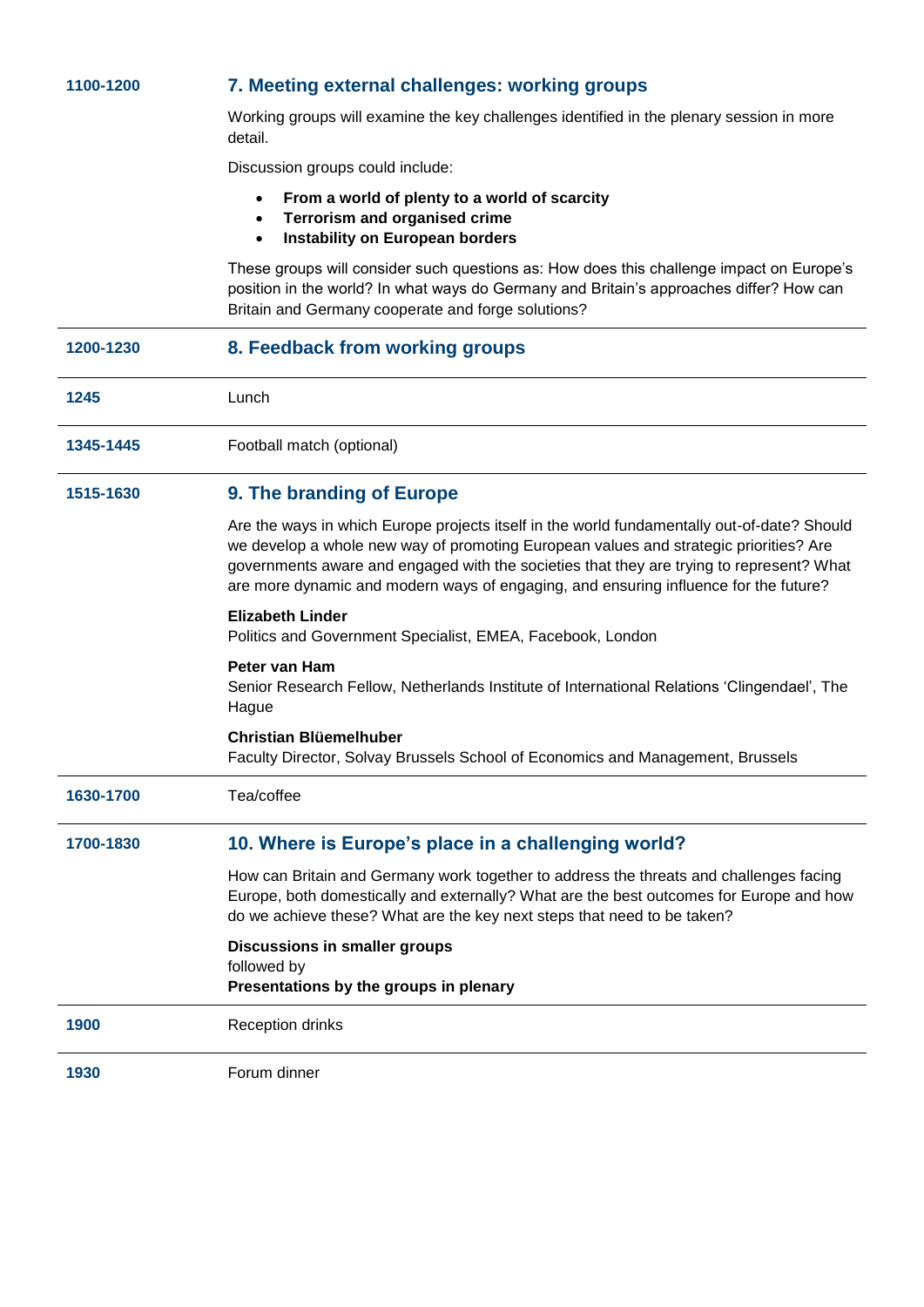**1100-1200**

## 7. Meeting external challenges: working groups

Working groups will examine the key challenges identified in the plenary session in more detail.

Discussion groups could include:

- **From a world of plenty to a world of scarcity**
- **Terrorism and organised crime**
- **Instability on European borders**

These groups will consider such questions as: How does this challenge impact on Europe's position in the world? In what ways do Germany and Britain's approaches differ? How can Britain and Germany cooperate and forge solutions?

---

**1200-1230**

## 8. Feedback from working groups

---

**1245** Lunch

---

**1345-1445** Football match (optional)

---

**1515-1630**

## 9. The branding of Europe

Are the ways in which Europe projects itself in the world fundamentally out-of-date? Should we develop a whole new way of promoting European values and strategic priorities? Are governments aware and engaged with the societies that they are trying to represent? What are more dynamic and modern ways of engaging, and ensuring influence for the future?

**Elizabeth Linder**
Politics and Government Specialist, EMEA, Facebook, London

**Peter van Ham**
Senior Research Fellow, Netherlands Institute of International Relations 'Clingendael', The Hague

**Christian Blüemelhuber**
Faculty Director, Solvay Brussels School of Economics and Management, Brussels

---

**1630-1700** Tea/coffee

---

**1700-1830**

## 10. Where is Europe's place in a challenging world?

How can Britain and Germany work together to address the threats and challenges facing Europe, both domestically and externally? What are the best outcomes for Europe and how do we achieve these? What are the key next steps that need to be taken?

**Discussions in smaller groups**
followed by
**Presentations by the groups in plenary**

---

**1900** Reception drinks

---

**1930** Forum dinner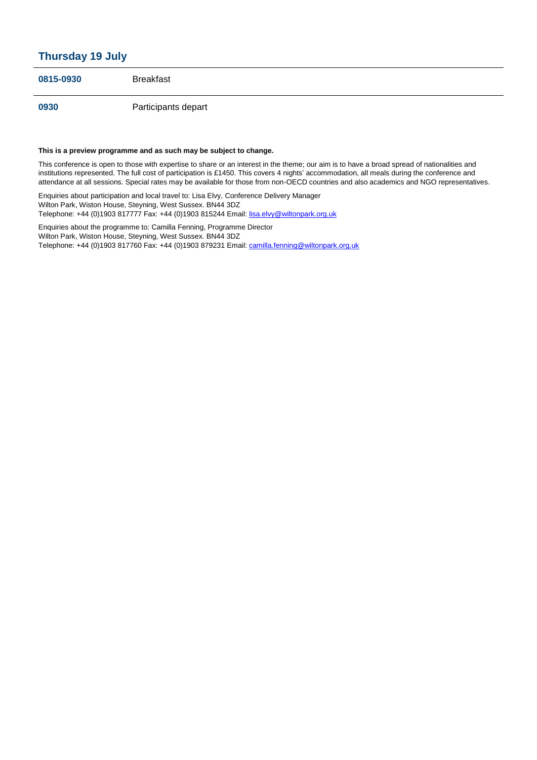## Thursday 19 July

| | |
|---|---|
| **0815-0930** | Breakfast |
| **0930** | Participants depart |

**This is a preview programme and as such may be subject to change.**

This conference is open to those with expertise to share or an interest in the theme; our aim is to have a broad spread of nationalities and institutions represented. The full cost of participation is £1450. This covers 4 nights' accommodation, all meals during the conference and attendance at all sessions. Special rates may be available for those from non-OECD countries and also academics and NGO representatives.

Enquiries about participation and local travel to: Lisa Elvy, Conference Delivery Manager
Wilton Park, Wiston House, Steyning, West Sussex. BN44 3DZ
Telephone: +44 (0)1903 817777 Fax: +44 (0)1903 815244 Email: lisa.elvy@wiltonpark.org.uk

Enquiries about the programme to: Camilla Fenning, Programme Director
Wilton Park, Wiston House, Steyning, West Sussex. BN44 3DZ
Telephone: +44 (0)1903 817760 Fax: +44 (0)1903 879231 Email: camilla.fenning@wiltonpark.org.uk